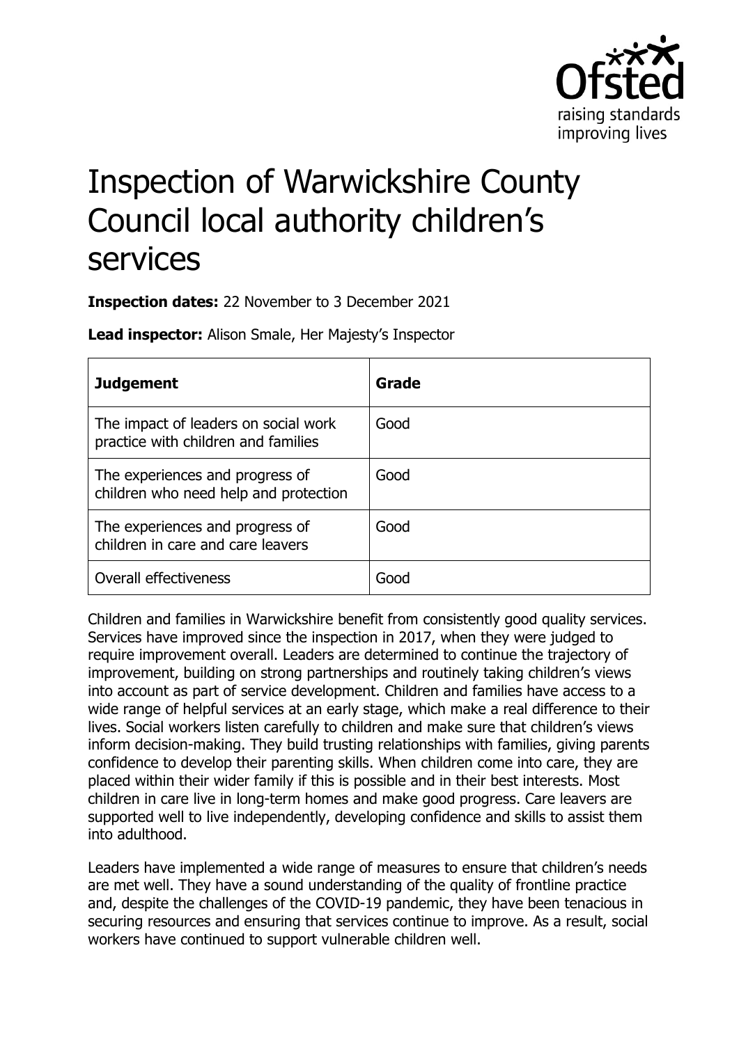# Inspection of Warwickshire County Council local authority children's services

**Inspection dates:** 22 November to 3 December 2021

**Lead inspector:** Alison Smale, Her Majesty's Inspector

| **Judgement** | **Grade** |
|---|---|
| The impact of leaders on social work practice with children and families | Good |
| The experiences and progress of children who need help and protection | Good |
| The experiences and progress of children in care and care leavers | Good |
| Overall effectiveness | Good |

Children and families in Warwickshire benefit from consistently good quality services. Services have improved since the inspection in 2017, when they were judged to require improvement overall. Leaders are determined to continue the trajectory of improvement, building on strong partnerships and routinely taking children's views into account as part of service development. Children and families have access to a wide range of helpful services at an early stage, which make a real difference to their lives. Social workers listen carefully to children and make sure that children's views inform decision-making. They build trusting relationships with families, giving parents confidence to develop their parenting skills. When children come into care, they are placed within their wider family if this is possible and in their best interests. Most children in care live in long-term homes and make good progress. Care leavers are supported well to live independently, developing confidence and skills to assist them into adulthood.

Leaders have implemented a wide range of measures to ensure that children's needs are met well. They have a sound understanding of the quality of frontline practice and, despite the challenges of the COVID-19 pandemic, they have been tenacious in securing resources and ensuring that services continue to improve. As a result, social workers have continued to support vulnerable children well.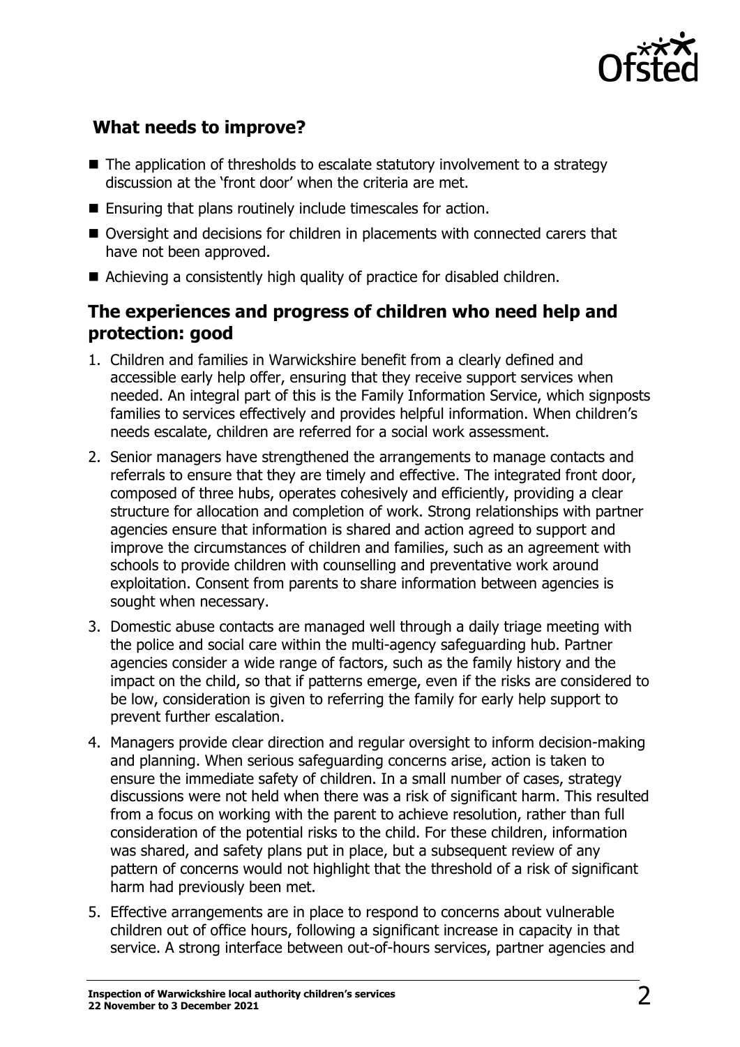## What needs to improve?

- The application of thresholds to escalate statutory involvement to a strategy discussion at the 'front door' when the criteria are met.
- Ensuring that plans routinely include timescales for action.
- Oversight and decisions for children in placements with connected carers that have not been approved.
- Achieving a consistently high quality of practice for disabled children.

## The experiences and progress of children who need help and protection: good

1. Children and families in Warwickshire benefit from a clearly defined and accessible early help offer, ensuring that they receive support services when needed. An integral part of this is the Family Information Service, which signposts families to services effectively and provides helpful information. When children's needs escalate, children are referred for a social work assessment.
2. Senior managers have strengthened the arrangements to manage contacts and referrals to ensure that they are timely and effective. The integrated front door, composed of three hubs, operates cohesively and efficiently, providing a clear structure for allocation and completion of work. Strong relationships with partner agencies ensure that information is shared and action agreed to support and improve the circumstances of children and families, such as an agreement with schools to provide children with counselling and preventative work around exploitation. Consent from parents to share information between agencies is sought when necessary.
3. Domestic abuse contacts are managed well through a daily triage meeting with the police and social care within the multi-agency safeguarding hub. Partner agencies consider a wide range of factors, such as the family history and the impact on the child, so that if patterns emerge, even if the risks are considered to be low, consideration is given to referring the family for early help support to prevent further escalation.
4. Managers provide clear direction and regular oversight to inform decision-making and planning. When serious safeguarding concerns arise, action is taken to ensure the immediate safety of children. In a small number of cases, strategy discussions were not held when there was a risk of significant harm. This resulted from a focus on working with the parent to achieve resolution, rather than full consideration of the potential risks to the child. For these children, information was shared, and safety plans put in place, but a subsequent review of any pattern of concerns would not highlight that the threshold of a risk of significant harm had previously been met.
5. Effective arrangements are in place to respond to concerns about vulnerable children out of office hours, following a significant increase in capacity in that service. A strong interface between out-of-hours services, partner agencies and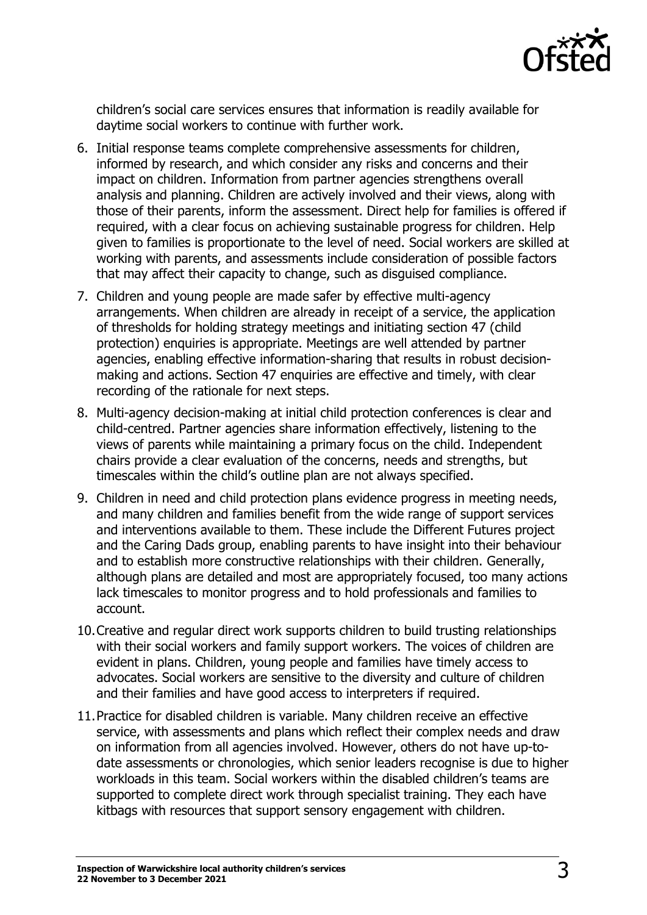children's social care services ensures that information is readily available for daytime social workers to continue with further work.

6. Initial response teams complete comprehensive assessments for children, informed by research, and which consider any risks and concerns and their impact on children. Information from partner agencies strengthens overall analysis and planning. Children are actively involved and their views, along with those of their parents, inform the assessment. Direct help for families is offered if required, with a clear focus on achieving sustainable progress for children. Help given to families is proportionate to the level of need. Social workers are skilled at working with parents, and assessments include consideration of possible factors that may affect their capacity to change, such as disguised compliance.

7. Children and young people are made safer by effective multi-agency arrangements. When children are already in receipt of a service, the application of thresholds for holding strategy meetings and initiating section 47 (child protection) enquiries is appropriate. Meetings are well attended by partner agencies, enabling effective information-sharing that results in robust decision-making and actions. Section 47 enquiries are effective and timely, with clear recording of the rationale for next steps.

8. Multi-agency decision-making at initial child protection conferences is clear and child-centred. Partner agencies share information effectively, listening to the views of parents while maintaining a primary focus on the child. Independent chairs provide a clear evaluation of the concerns, needs and strengths, but timescales within the child's outline plan are not always specified.

9. Children in need and child protection plans evidence progress in meeting needs, and many children and families benefit from the wide range of support services and interventions available to them. These include the Different Futures project and the Caring Dads group, enabling parents to have insight into their behaviour and to establish more constructive relationships with their children. Generally, although plans are detailed and most are appropriately focused, too many actions lack timescales to monitor progress and to hold professionals and families to account.

10. Creative and regular direct work supports children to build trusting relationships with their social workers and family support workers. The voices of children are evident in plans. Children, young people and families have timely access to advocates. Social workers are sensitive to the diversity and culture of children and their families and have good access to interpreters if required.

11. Practice for disabled children is variable. Many children receive an effective service, with assessments and plans which reflect their complex needs and draw on information from all agencies involved. However, others do not have up-to-date assessments or chronologies, which senior leaders recognise is due to higher workloads in this team. Social workers within the disabled children's teams are supported to complete direct work through specialist training. They each have kitbags with resources that support sensory engagement with children.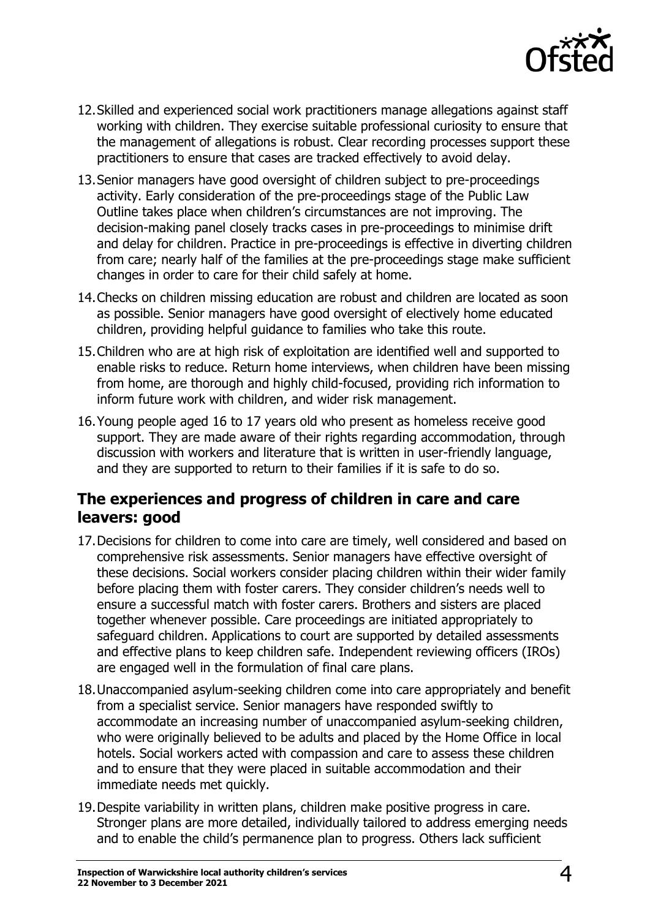12. Skilled and experienced social work practitioners manage allegations against staff working with children. They exercise suitable professional curiosity to ensure that the management of allegations is robust. Clear recording processes support these practitioners to ensure that cases are tracked effectively to avoid delay.

13. Senior managers have good oversight of children subject to pre-proceedings activity. Early consideration of the pre-proceedings stage of the Public Law Outline takes place when children's circumstances are not improving. The decision-making panel closely tracks cases in pre-proceedings to minimise drift and delay for children. Practice in pre-proceedings is effective in diverting children from care; nearly half of the families at the pre-proceedings stage make sufficient changes in order to care for their child safely at home.

14. Checks on children missing education are robust and children are located as soon as possible. Senior managers have good oversight of electively home educated children, providing helpful guidance to families who take this route.

15. Children who are at high risk of exploitation are identified well and supported to enable risks to reduce. Return home interviews, when children have been missing from home, are thorough and highly child-focused, providing rich information to inform future work with children, and wider risk management.

16. Young people aged 16 to 17 years old who present as homeless receive good support. They are made aware of their rights regarding accommodation, through discussion with workers and literature that is written in user-friendly language, and they are supported to return to their families if it is safe to do so.

## The experiences and progress of children in care and care leavers: good

17. Decisions for children to come into care are timely, well considered and based on comprehensive risk assessments. Senior managers have effective oversight of these decisions. Social workers consider placing children within their wider family before placing them with foster carers. They consider children's needs well to ensure a successful match with foster carers. Brothers and sisters are placed together whenever possible. Care proceedings are initiated appropriately to safeguard children. Applications to court are supported by detailed assessments and effective plans to keep children safe. Independent reviewing officers (IROs) are engaged well in the formulation of final care plans.

18. Unaccompanied asylum-seeking children come into care appropriately and benefit from a specialist service. Senior managers have responded swiftly to accommodate an increasing number of unaccompanied asylum-seeking children, who were originally believed to be adults and placed by the Home Office in local hotels. Social workers acted with compassion and care to assess these children and to ensure that they were placed in suitable accommodation and their immediate needs met quickly.

19. Despite variability in written plans, children make positive progress in care. Stronger plans are more detailed, individually tailored to address emerging needs and to enable the child's permanence plan to progress. Others lack sufficient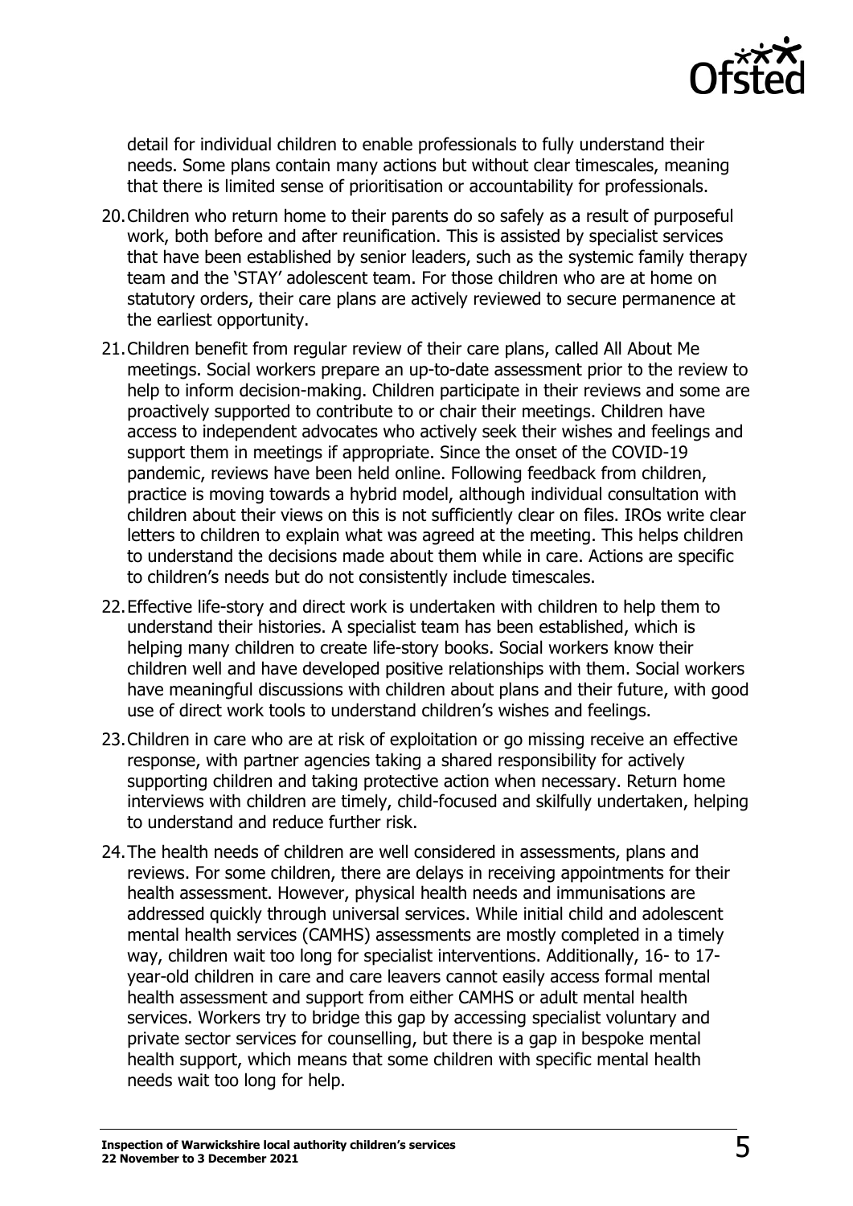detail for individual children to enable professionals to fully understand their needs. Some plans contain many actions but without clear timescales, meaning that there is limited sense of prioritisation or accountability for professionals.

20. Children who return home to their parents do so safely as a result of purposeful work, both before and after reunification. This is assisted by specialist services that have been established by senior leaders, such as the systemic family therapy team and the 'STAY' adolescent team. For those children who are at home on statutory orders, their care plans are actively reviewed to secure permanence at the earliest opportunity.

21. Children benefit from regular review of their care plans, called All About Me meetings. Social workers prepare an up-to-date assessment prior to the review to help to inform decision-making. Children participate in their reviews and some are proactively supported to contribute to or chair their meetings. Children have access to independent advocates who actively seek their wishes and feelings and support them in meetings if appropriate. Since the onset of the COVID-19 pandemic, reviews have been held online. Following feedback from children, practice is moving towards a hybrid model, although individual consultation with children about their views on this is not sufficiently clear on files. IROs write clear letters to children to explain what was agreed at the meeting. This helps children to understand the decisions made about them while in care. Actions are specific to children's needs but do not consistently include timescales.

22. Effective life-story and direct work is undertaken with children to help them to understand their histories. A specialist team has been established, which is helping many children to create life-story books. Social workers know their children well and have developed positive relationships with them. Social workers have meaningful discussions with children about plans and their future, with good use of direct work tools to understand children's wishes and feelings.

23. Children in care who are at risk of exploitation or go missing receive an effective response, with partner agencies taking a shared responsibility for actively supporting children and taking protective action when necessary. Return home interviews with children are timely, child-focused and skilfully undertaken, helping to understand and reduce further risk.

24. The health needs of children are well considered in assessments, plans and reviews. For some children, there are delays in receiving appointments for their health assessment. However, physical health needs and immunisations are addressed quickly through universal services. While initial child and adolescent mental health services (CAMHS) assessments are mostly completed in a timely way, children wait too long for specialist interventions. Additionally, 16- to 17-year-old children in care and care leavers cannot easily access formal mental health assessment and support from either CAMHS or adult mental health services. Workers try to bridge this gap by accessing specialist voluntary and private sector services for counselling, but there is a gap in bespoke mental health support, which means that some children with specific mental health needs wait too long for help.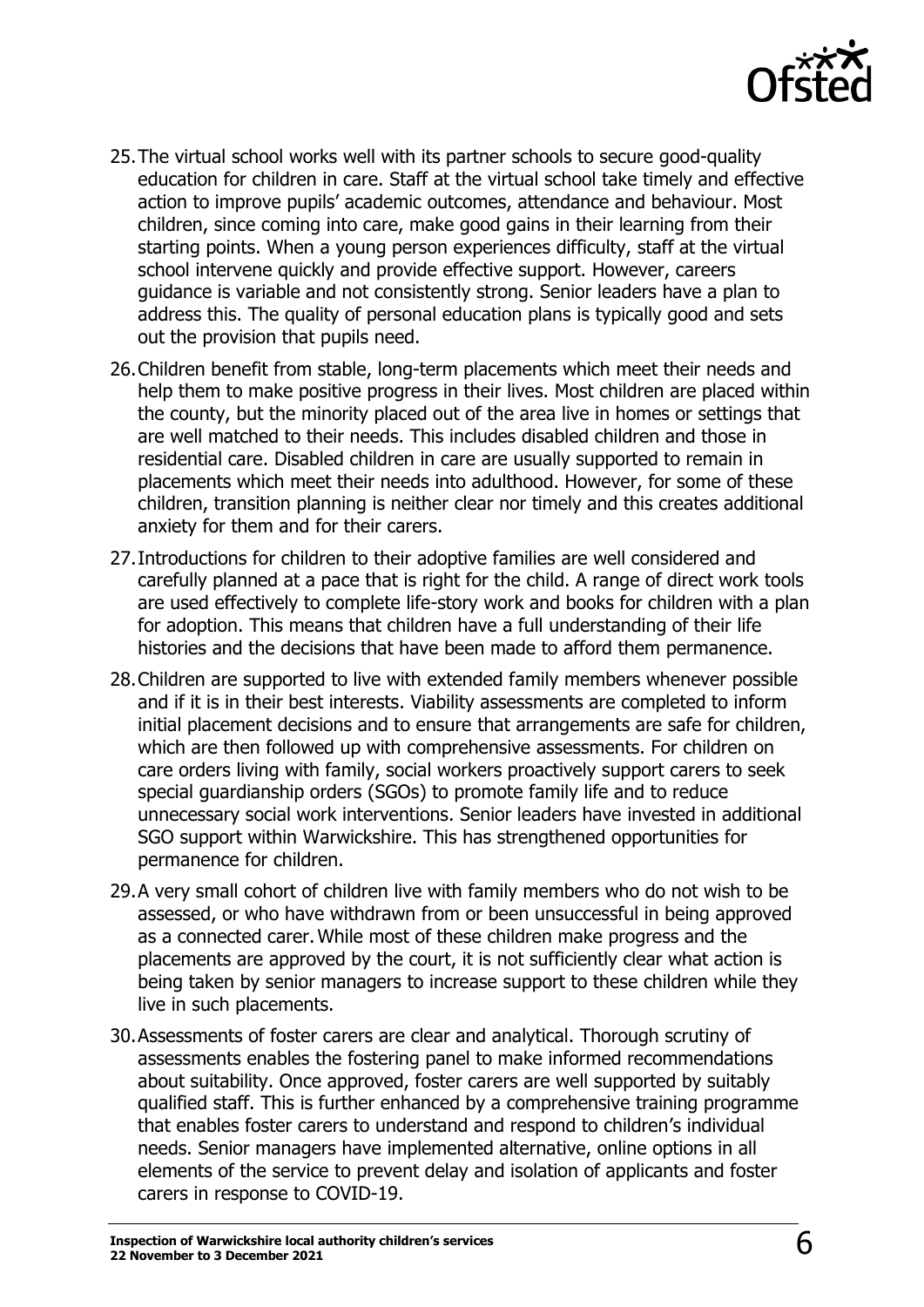25. The virtual school works well with its partner schools to secure good-quality education for children in care. Staff at the virtual school take timely and effective action to improve pupils' academic outcomes, attendance and behaviour. Most children, since coming into care, make good gains in their learning from their starting points. When a young person experiences difficulty, staff at the virtual school intervene quickly and provide effective support. However, careers guidance is variable and not consistently strong. Senior leaders have a plan to address this. The quality of personal education plans is typically good and sets out the provision that pupils need.
26. Children benefit from stable, long-term placements which meet their needs and help them to make positive progress in their lives. Most children are placed within the county, but the minority placed out of the area live in homes or settings that are well matched to their needs. This includes disabled children and those in residential care. Disabled children in care are usually supported to remain in placements which meet their needs into adulthood. However, for some of these children, transition planning is neither clear nor timely and this creates additional anxiety for them and for their carers.
27. Introductions for children to their adoptive families are well considered and carefully planned at a pace that is right for the child. A range of direct work tools are used effectively to complete life-story work and books for children with a plan for adoption. This means that children have a full understanding of their life histories and the decisions that have been made to afford them permanence.
28. Children are supported to live with extended family members whenever possible and if it is in their best interests. Viability assessments are completed to inform initial placement decisions and to ensure that arrangements are safe for children, which are then followed up with comprehensive assessments. For children on care orders living with family, social workers proactively support carers to seek special guardianship orders (SGOs) to promote family life and to reduce unnecessary social work interventions. Senior leaders have invested in additional SGO support within Warwickshire. This has strengthened opportunities for permanence for children.
29. A very small cohort of children live with family members who do not wish to be assessed, or who have withdrawn from or been unsuccessful in being approved as a connected carer. While most of these children make progress and the placements are approved by the court, it is not sufficiently clear what action is being taken by senior managers to increase support to these children while they live in such placements.
30. Assessments of foster carers are clear and analytical. Thorough scrutiny of assessments enables the fostering panel to make informed recommendations about suitability. Once approved, foster carers are well supported by suitably qualified staff. This is further enhanced by a comprehensive training programme that enables foster carers to understand and respond to children's individual needs. Senior managers have implemented alternative, online options in all elements of the service to prevent delay and isolation of applicants and foster carers in response to COVID-19.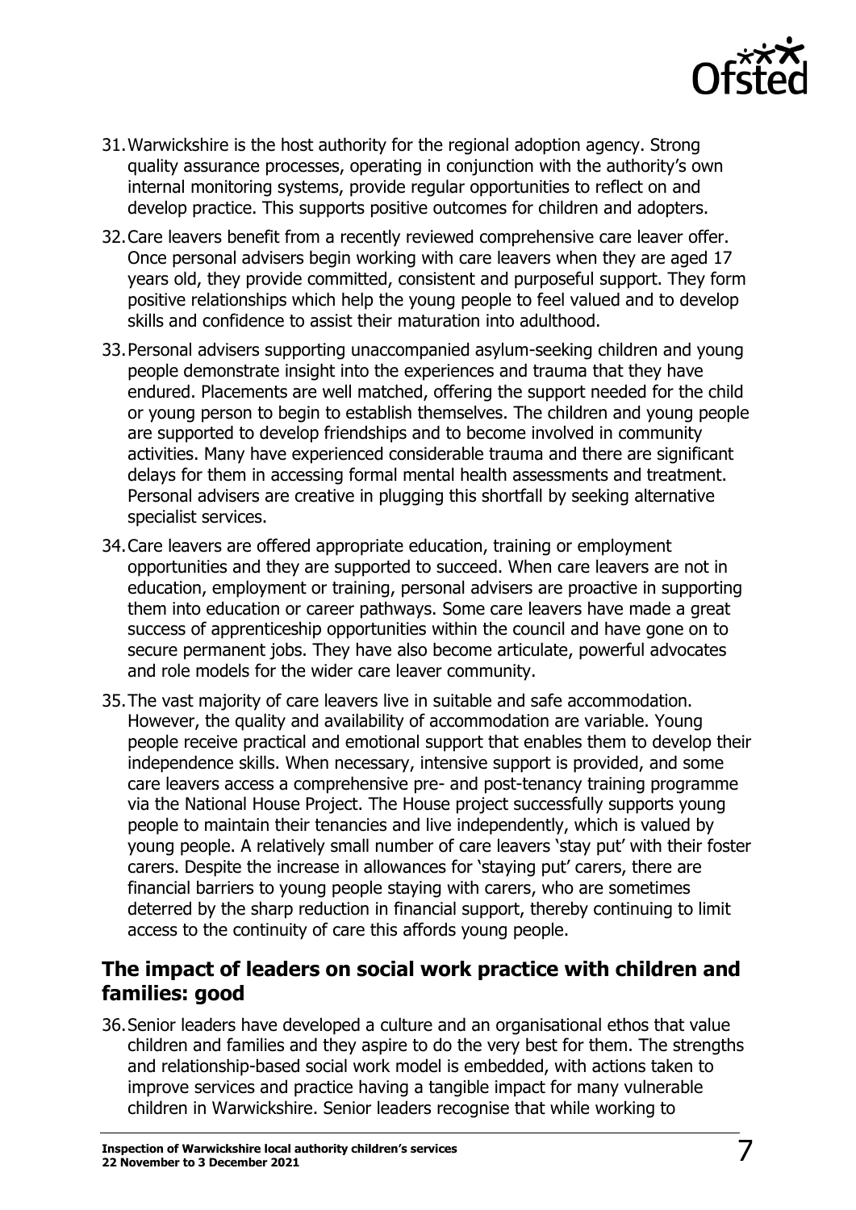31. Warwickshire is the host authority for the regional adoption agency. Strong quality assurance processes, operating in conjunction with the authority's own internal monitoring systems, provide regular opportunities to reflect on and develop practice. This supports positive outcomes for children and adopters.

32. Care leavers benefit from a recently reviewed comprehensive care leaver offer. Once personal advisers begin working with care leavers when they are aged 17 years old, they provide committed, consistent and purposeful support. They form positive relationships which help the young people to feel valued and to develop skills and confidence to assist their maturation into adulthood.

33. Personal advisers supporting unaccompanied asylum-seeking children and young people demonstrate insight into the experiences and trauma that they have endured. Placements are well matched, offering the support needed for the child or young person to begin to establish themselves. The children and young people are supported to develop friendships and to become involved in community activities. Many have experienced considerable trauma and there are significant delays for them in accessing formal mental health assessments and treatment. Personal advisers are creative in plugging this shortfall by seeking alternative specialist services.

34. Care leavers are offered appropriate education, training or employment opportunities and they are supported to succeed. When care leavers are not in education, employment or training, personal advisers are proactive in supporting them into education or career pathways. Some care leavers have made a great success of apprenticeship opportunities within the council and have gone on to secure permanent jobs. They have also become articulate, powerful advocates and role models for the wider care leaver community.

35. The vast majority of care leavers live in suitable and safe accommodation. However, the quality and availability of accommodation are variable. Young people receive practical and emotional support that enables them to develop their independence skills. When necessary, intensive support is provided, and some care leavers access a comprehensive pre- and post-tenancy training programme via the National House Project. The House project successfully supports young people to maintain their tenancies and live independently, which is valued by young people. A relatively small number of care leavers 'stay put' with their foster carers. Despite the increase in allowances for 'staying put' carers, there are financial barriers to young people staying with carers, who are sometimes deterred by the sharp reduction in financial support, thereby continuing to limit access to the continuity of care this affords young people.

## The impact of leaders on social work practice with children and families: good

36. Senior leaders have developed a culture and an organisational ethos that value children and families and they aspire to do the very best for them. The strengths and relationship-based social work model is embedded, with actions taken to improve services and practice having a tangible impact for many vulnerable children in Warwickshire. Senior leaders recognise that while working to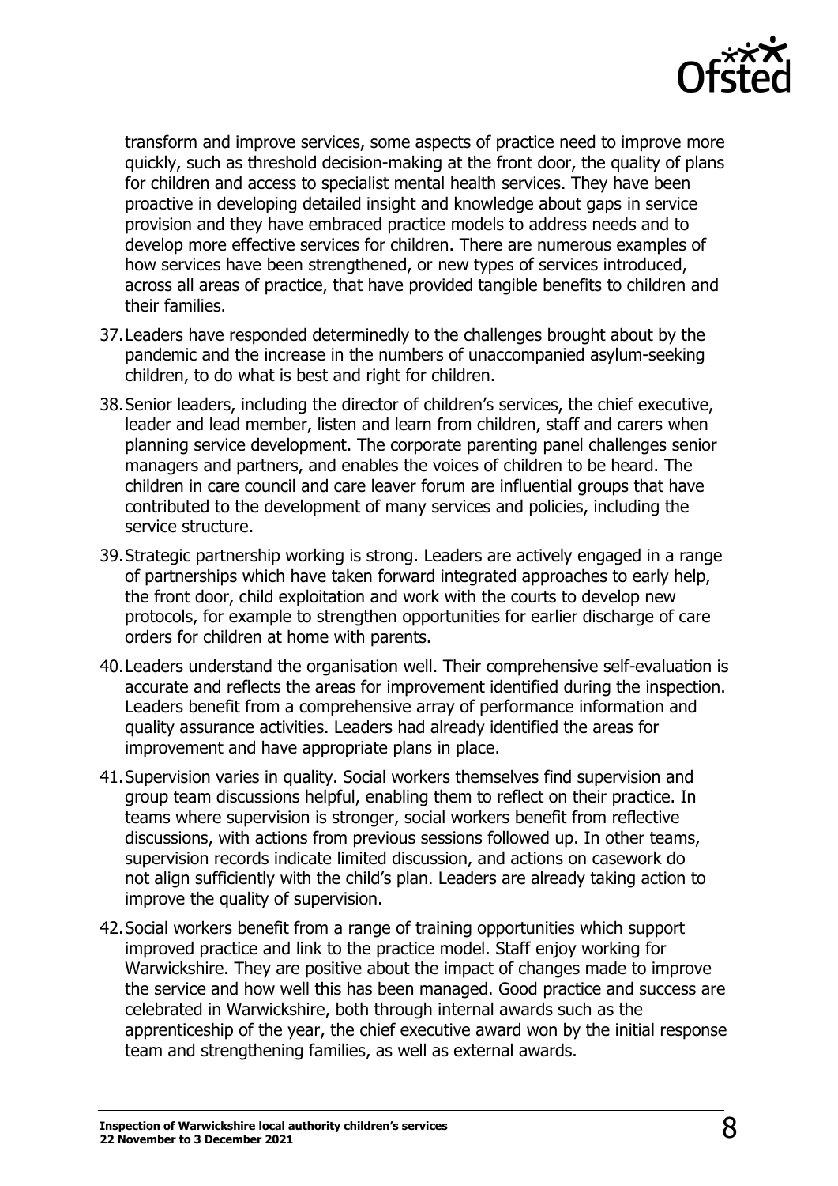transform and improve services, some aspects of practice need to improve more quickly, such as threshold decision-making at the front door, the quality of plans for children and access to specialist mental health services. They have been proactive in developing detailed insight and knowledge about gaps in service provision and they have embraced practice models to address needs and to develop more effective services for children. There are numerous examples of how services have been strengthened, or new types of services introduced, across all areas of practice, that have provided tangible benefits to children and their families.

37. Leaders have responded determinedly to the challenges brought about by the pandemic and the increase in the numbers of unaccompanied asylum-seeking children, to do what is best and right for children.

38. Senior leaders, including the director of children's services, the chief executive, leader and lead member, listen and learn from children, staff and carers when planning service development. The corporate parenting panel challenges senior managers and partners, and enables the voices of children to be heard. The children in care council and care leaver forum are influential groups that have contributed to the development of many services and policies, including the service structure.

39. Strategic partnership working is strong. Leaders are actively engaged in a range of partnerships which have taken forward integrated approaches to early help, the front door, child exploitation and work with the courts to develop new protocols, for example to strengthen opportunities for earlier discharge of care orders for children at home with parents.

40. Leaders understand the organisation well. Their comprehensive self-evaluation is accurate and reflects the areas for improvement identified during the inspection. Leaders benefit from a comprehensive array of performance information and quality assurance activities. Leaders had already identified the areas for improvement and have appropriate plans in place.

41. Supervision varies in quality. Social workers themselves find supervision and group team discussions helpful, enabling them to reflect on their practice. In teams where supervision is stronger, social workers benefit from reflective discussions, with actions from previous sessions followed up. In other teams, supervision records indicate limited discussion, and actions on casework do not align sufficiently with the child's plan. Leaders are already taking action to improve the quality of supervision.

42. Social workers benefit from a range of training opportunities which support improved practice and link to the practice model. Staff enjoy working for Warwickshire. They are positive about the impact of changes made to improve the service and how well this has been managed. Good practice and success are celebrated in Warwickshire, both through internal awards such as the apprenticeship of the year, the chief executive award won by the initial response team and strengthening families, as well as external awards.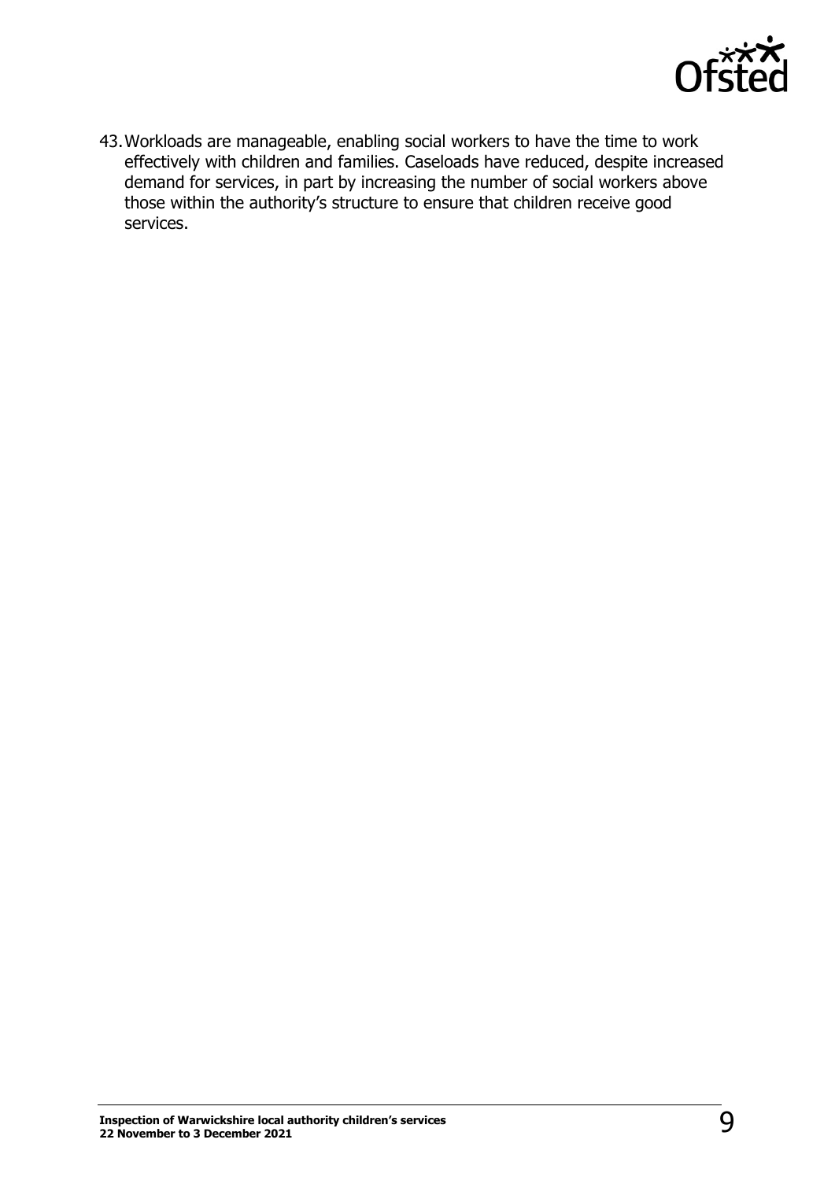43. Workloads are manageable, enabling social workers to have the time to work effectively with children and families. Caseloads have reduced, despite increased demand for services, in part by increasing the number of social workers above those within the authority's structure to ensure that children receive good services.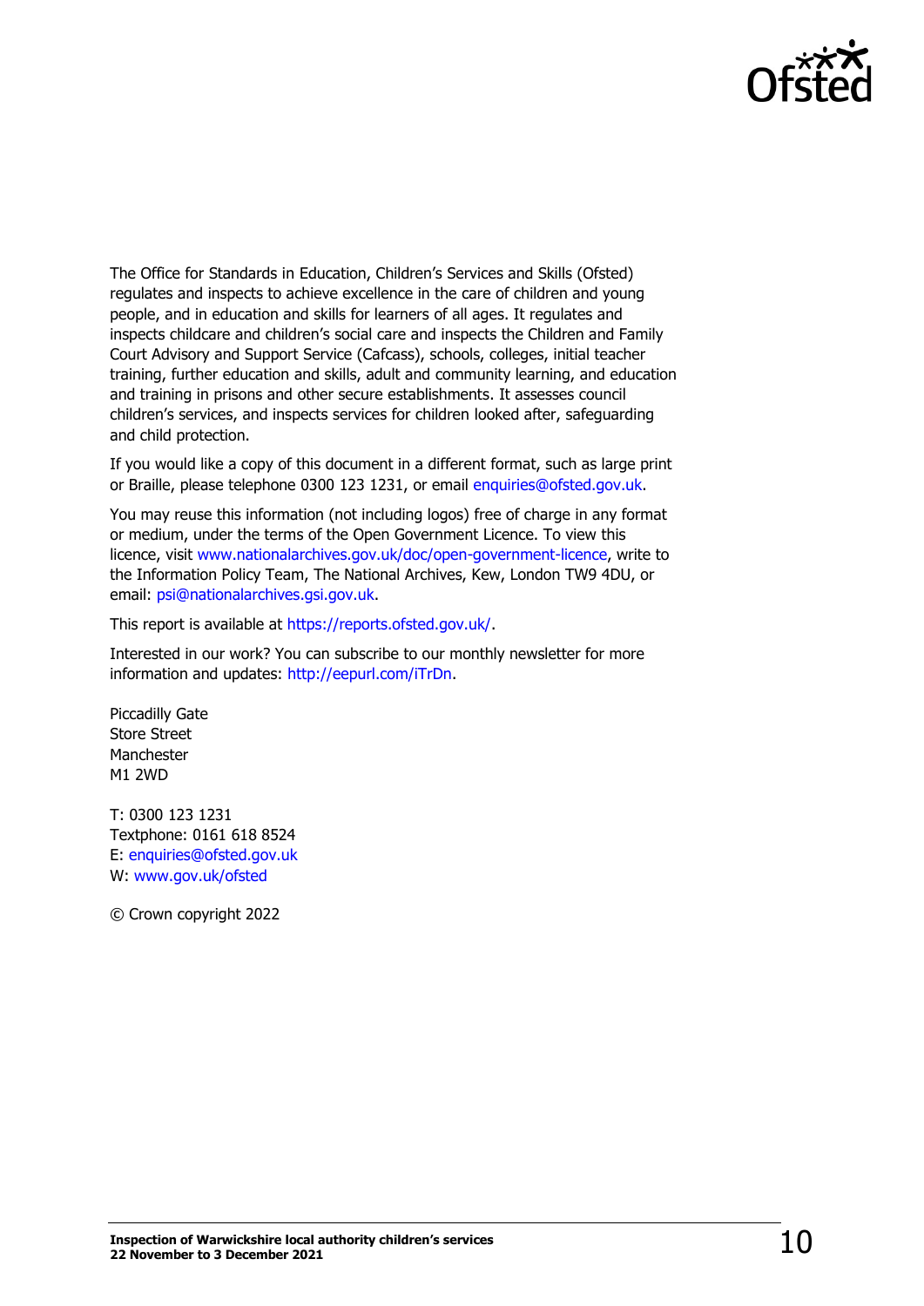The Office for Standards in Education, Children's Services and Skills (Ofsted) regulates and inspects to achieve excellence in the care of children and young people, and in education and skills for learners of all ages. It regulates and inspects childcare and children's social care and inspects the Children and Family Court Advisory and Support Service (Cafcass), schools, colleges, initial teacher training, further education and skills, adult and community learning, and education and training in prisons and other secure establishments. It assesses council children's services, and inspects services for children looked after, safeguarding and child protection.

If you would like a copy of this document in a different format, such as large print or Braille, please telephone 0300 123 1231, or email enquiries@ofsted.gov.uk.

You may reuse this information (not including logos) free of charge in any format or medium, under the terms of the Open Government Licence. To view this licence, visit www.nationalarchives.gov.uk/doc/open-government-licence, write to the Information Policy Team, The National Archives, Kew, London TW9 4DU, or email: psi@nationalarchives.gsi.gov.uk.

This report is available at https://reports.ofsted.gov.uk/.

Interested in our work? You can subscribe to our monthly newsletter for more information and updates: http://eepurl.com/iTrDn.

Piccadilly Gate
Store Street
Manchester
M1 2WD

T: 0300 123 1231
Textphone: 0161 618 8524
E: enquiries@ofsted.gov.uk
W: www.gov.uk/ofsted

© Crown copyright 2022